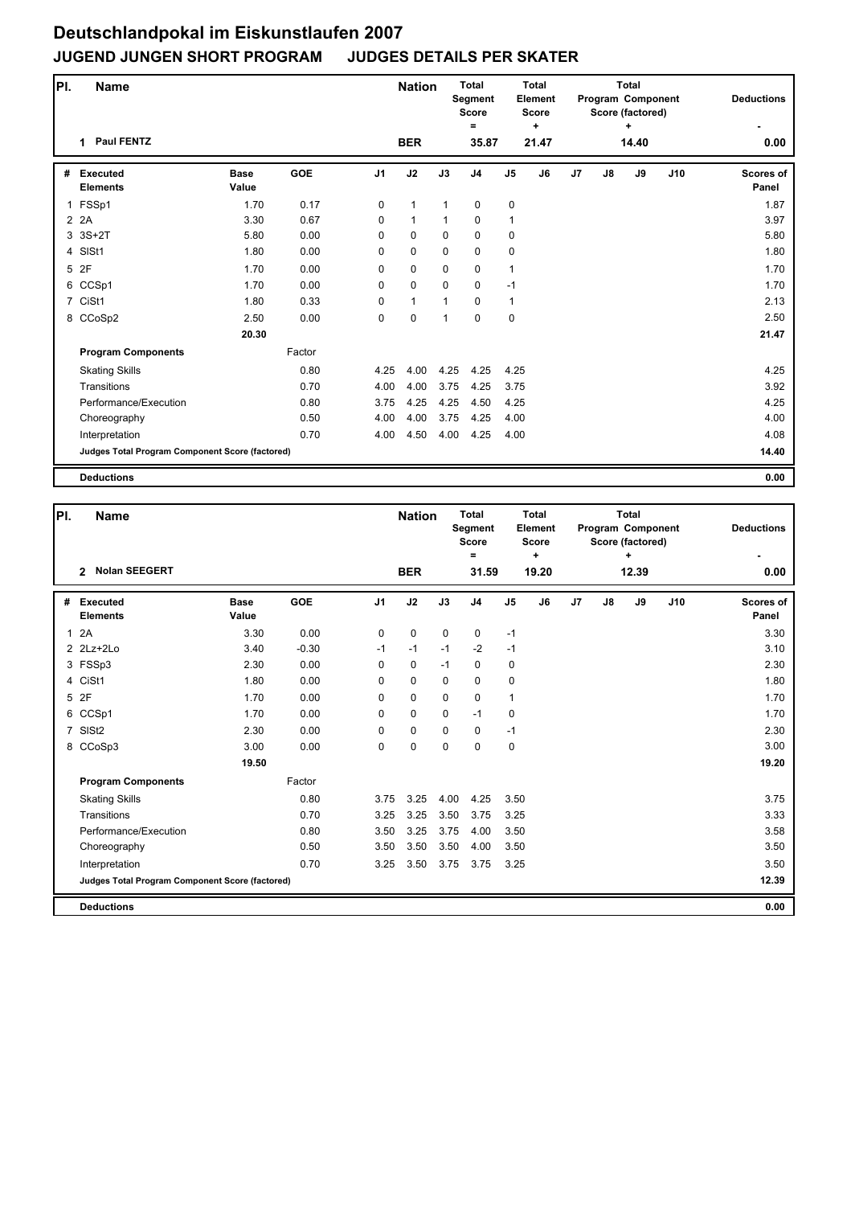# Deutschlandpokal im Eiskunstlaufen 2007

## JUGEND JUNGEN SHORT PROGRAM JUDGES DETAILS PER SKATER

| Pl. | Name | Nation | Total Segment Score = | Total Element Score + | Total Program Component Score (factored) + | Deductions - |
|---|---|---|---|---|---|---|
| 1 | Paul FENTZ | BER | 35.87 | 21.47 | 14.40 | 0.00 |

| # | Executed Elements | Base Value | GOE | J1 | J2 | J3 | J4 | J5 | J6 | J7 | J8 | J9 | J10 | Scores of Panel |
|---|---|---|---|---|---|---|---|---|---|---|---|---|---|---|
| 1 | FSSp1 | 1.70 | 0.17 | 0 | 1 | 1 | 0 | 0 | | | | | | 1.87 |
| 2 | 2A | 3.30 | 0.67 | 0 | 1 | 1 | 0 | 1 | | | | | | 3.97 |
| 3 | 3S+2T | 5.80 | 0.00 | 0 | 0 | 0 | 0 | 0 | | | | | | 5.80 |
| 4 | SlSt1 | 1.80 | 0.00 | 0 | 0 | 0 | 0 | 0 | | | | | | 1.80 |
| 5 | 2F | 1.70 | 0.00 | 0 | 0 | 0 | 0 | 1 | | | | | | 1.70 |
| 6 | CCSp1 | 1.70 | 0.00 | 0 | 0 | 0 | 0 | -1 | | | | | | 1.70 |
| 7 | CiSt1 | 1.80 | 0.33 | 0 | 1 | 1 | 0 | 1 | | | | | | 2.13 |
| 8 | CCoSp2 | 2.50 | 0.00 | 0 | 0 | 1 | 0 | 0 | | | | | | 2.50 |
| | | 20.30 | | | | | | | | | | | | 21.47 |
| | **Program Components** | | Factor | | | | | | | | | | | |
| | Skating Skills | | 0.80 | 4.25 | 4.00 | 4.25 | 4.25 | 4.25 | | | | | | 4.25 |
| | Transitions | | 0.70 | 4.00 | 4.00 | 3.75 | 4.25 | 3.75 | | | | | | 3.92 |
| | Performance/Execution | | 0.80 | 3.75 | 4.25 | 4.25 | 4.50 | 4.25 | | | | | | 4.25 |
| | Choreography | | 0.50 | 4.00 | 4.00 | 3.75 | 4.25 | 4.00 | | | | | | 4.00 |
| | Interpretation | | 0.70 | 4.00 | 4.50 | 4.00 | 4.25 | 4.00 | | | | | | 4.08 |
| | **Judges Total Program Component Score (factored)** | | | | | | | | | | | | | 14.40 |
| | **Deductions** | | | | | | | | | | | | | 0.00 |

| Pl. | Name | Nation | Total Segment Score = | Total Element Score + | Total Program Component Score (factored) + | Deductions - |
|---|---|---|---|---|---|---|
| 2 | Nolan SEEGERT | BER | 31.59 | 19.20 | 12.39 | 0.00 |

| # | Executed Elements | Base Value | GOE | J1 | J2 | J3 | J4 | J5 | J6 | J7 | J8 | J9 | J10 | Scores of Panel |
|---|---|---|---|---|---|---|---|---|---|---|---|---|---|---|
| 1 | 2A | 3.30 | 0.00 | 0 | 0 | 0 | 0 | -1 | | | | | | 3.30 |
| 2 | 2Lz+2Lo | 3.40 | -0.30 | -1 | -1 | -1 | -2 | -1 | | | | | | 3.10 |
| 3 | FSSp3 | 2.30 | 0.00 | 0 | 0 | -1 | 0 | 0 | | | | | | 2.30 |
| 4 | CiSt1 | 1.80 | 0.00 | 0 | 0 | 0 | 0 | 0 | | | | | | 1.80 |
| 5 | 2F | 1.70 | 0.00 | 0 | 0 | 0 | 0 | 1 | | | | | | 1.70 |
| 6 | CCSp1 | 1.70 | 0.00 | 0 | 0 | 0 | -1 | 0 | | | | | | 1.70 |
| 7 | SlSt2 | 2.30 | 0.00 | 0 | 0 | 0 | 0 | -1 | | | | | | 2.30 |
| 8 | CCoSp3 | 3.00 | 0.00 | 0 | 0 | 0 | 0 | 0 | | | | | | 3.00 |
| | | 19.50 | | | | | | | | | | | | 19.20 |
| | **Program Components** | | Factor | | | | | | | | | | | |
| | Skating Skills | | 0.80 | 3.75 | 3.25 | 4.00 | 4.25 | 3.50 | | | | | | 3.75 |
| | Transitions | | 0.70 | 3.25 | 3.25 | 3.50 | 3.75 | 3.25 | | | | | | 3.33 |
| | Performance/Execution | | 0.80 | 3.50 | 3.25 | 3.75 | 4.00 | 3.50 | | | | | | 3.58 |
| | Choreography | | 0.50 | 3.50 | 3.50 | 3.50 | 4.00 | 3.50 | | | | | | 3.50 |
| | Interpretation | | 0.70 | 3.25 | 3.50 | 3.75 | 3.75 | 3.25 | | | | | | 3.50 |
| | **Judges Total Program Component Score (factored)** | | | | | | | | | | | | | 12.39 |
| | **Deductions** | | | | | | | | | | | | | 0.00 |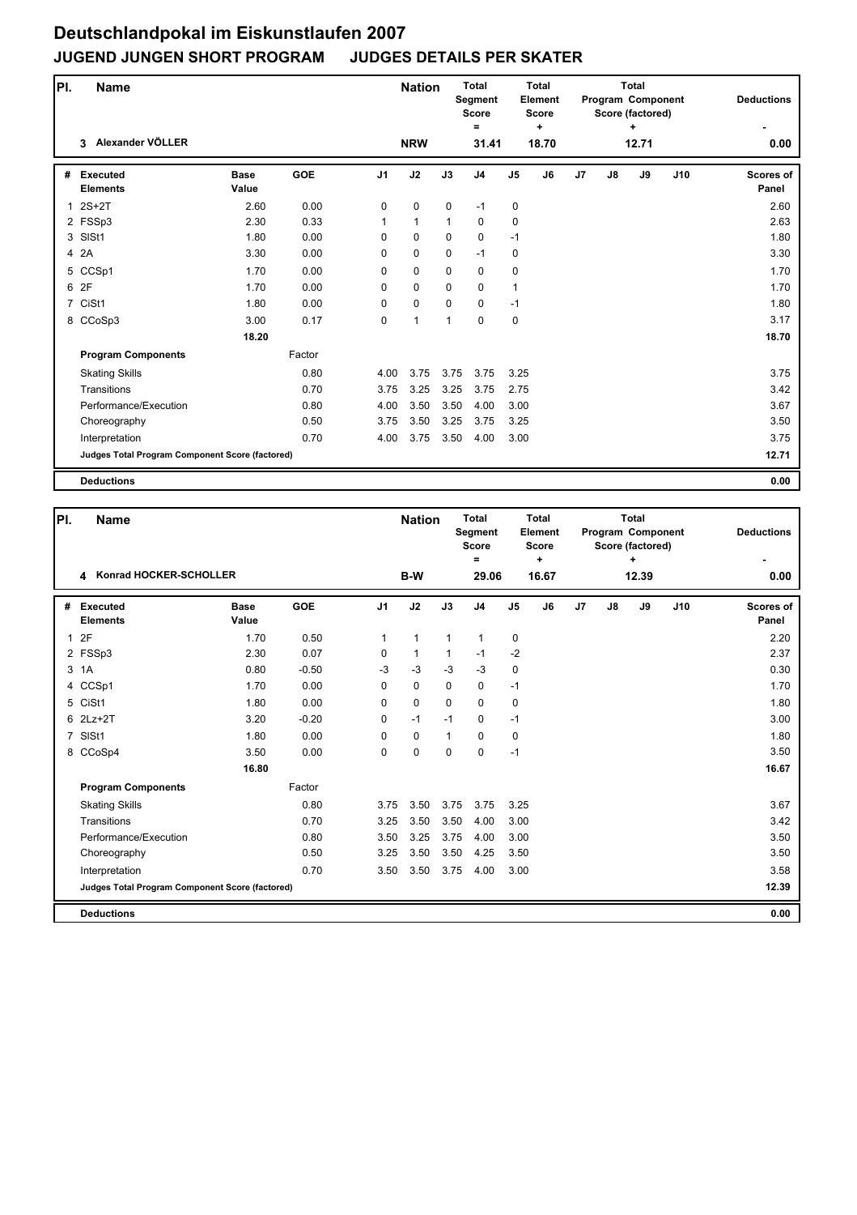# Deutschlandpokal im Eiskunstlaufen 2007

## JUGEND JUNGEN SHORT PROGRAM JUDGES DETAILS PER SKATER

| Pl. | Name | | Nation | Total Segment Score = | Total Element Score + | Total Program Component Score (factored) + | Deductions - |
|---|---|---|---|---|---|---|---|
| 3 | Alexander VÖLLER | | NRW | 31.41 | 18.70 | 12.71 | 0.00 |

| # | Executed Elements | Base Value | GOE | J1 | J2 | J3 | J4 | J5 | J6 | J7 | J8 | J9 | J10 | Scores of Panel |
|---|---|---|---|---|---|---|---|---|---|---|---|---|---|---|
| 1 | 2S+2T | 2.60 | 0.00 | 0 | 0 | 0 | -1 | 0 | | | | | | 2.60 |
| 2 | FSSp3 | 2.30 | 0.33 | 1 | 1 | 1 | 0 | 0 | | | | | | 2.63 |
| 3 | SlSt1 | 1.80 | 0.00 | 0 | 0 | 0 | 0 | -1 | | | | | | 1.80 |
| 4 | 2A | 3.30 | 0.00 | 0 | 0 | 0 | -1 | 0 | | | | | | 3.30 |
| 5 | CCSp1 | 1.70 | 0.00 | 0 | 0 | 0 | 0 | 0 | | | | | | 1.70 |
| 6 | 2F | 1.70 | 0.00 | 0 | 0 | 0 | 0 | 1 | | | | | | 1.70 |
| 7 | CiSt1 | 1.80 | 0.00 | 0 | 0 | 0 | 0 | -1 | | | | | | 1.80 |
| 8 | CCoSp3 | 3.00 | 0.17 | 0 | 1 | 1 | 0 | 0 | | | | | | 3.17 |
| | | 18.20 | | | | | | | | | | | | 18.70 |
| | **Program Components** | | Factor | | | | | | | | | | | |
| | Skating Skills | | 0.80 | 4.00 | 3.75 | 3.75 | 3.75 | 3.25 | | | | | | 3.75 |
| | Transitions | | 0.70 | 3.75 | 3.25 | 3.25 | 3.75 | 2.75 | | | | | | 3.42 |
| | Performance/Execution | | 0.80 | 4.00 | 3.50 | 3.50 | 4.00 | 3.00 | | | | | | 3.67 |
| | Choreography | | 0.50 | 3.75 | 3.50 | 3.25 | 3.75 | 3.25 | | | | | | 3.50 |
| | Interpretation | | 0.70 | 4.00 | 3.75 | 3.50 | 4.00 | 3.00 | | | | | | 3.75 |
| | Judges Total Program Component Score (factored) | | | | | | | | | | | | | 12.71 |
| | **Deductions** | | | | | | | | | | | | | 0.00 |

| Pl. | Name | | Nation | Total Segment Score = | Total Element Score + | Total Program Component Score (factored) + | Deductions - |
|---|---|---|---|---|---|---|---|
| 4 | Konrad HOCKER-SCHOLLER | | B-W | 29.06 | 16.67 | 12.39 | 0.00 |

| # | Executed Elements | Base Value | GOE | J1 | J2 | J3 | J4 | J5 | J6 | J7 | J8 | J9 | J10 | Scores of Panel |
|---|---|---|---|---|---|---|---|---|---|---|---|---|---|---|
| 1 | 2F | 1.70 | 0.50 | 1 | 1 | 1 | 1 | 0 | | | | | | 2.20 |
| 2 | FSSp3 | 2.30 | 0.07 | 0 | 1 | 1 | -1 | -2 | | | | | | 2.37 |
| 3 | 1A | 0.80 | -0.50 | -3 | -3 | -3 | -3 | 0 | | | | | | 0.30 |
| 4 | CCSp1 | 1.70 | 0.00 | 0 | 0 | 0 | 0 | -1 | | | | | | 1.70 |
| 5 | CiSt1 | 1.80 | 0.00 | 0 | 0 | 0 | 0 | 0 | | | | | | 1.80 |
| 6 | 2Lz+2T | 3.20 | -0.20 | 0 | -1 | -1 | 0 | -1 | | | | | | 3.00 |
| 7 | SlSt1 | 1.80 | 0.00 | 0 | 0 | 1 | 0 | 0 | | | | | | 1.80 |
| 8 | CCoSp4 | 3.50 | 0.00 | 0 | 0 | 0 | 0 | -1 | | | | | | 3.50 |
| | | 16.80 | | | | | | | | | | | | 16.67 |
| | **Program Components** | | Factor | | | | | | | | | | | |
| | Skating Skills | | 0.80 | 3.75 | 3.50 | 3.75 | 3.75 | 3.25 | | | | | | 3.67 |
| | Transitions | | 0.70 | 3.25 | 3.50 | 3.50 | 4.00 | 3.00 | | | | | | 3.42 |
| | Performance/Execution | | 0.80 | 3.50 | 3.25 | 3.75 | 4.00 | 3.00 | | | | | | 3.50 |
| | Choreography | | 0.50 | 3.25 | 3.50 | 3.50 | 4.25 | 3.50 | | | | | | 3.50 |
| | Interpretation | | 0.70 | 3.50 | 3.50 | 3.75 | 4.00 | 3.00 | | | | | | 3.58 |
| | Judges Total Program Component Score (factored) | | | | | | | | | | | | | 12.39 |
| | **Deductions** | | | | | | | | | | | | | 0.00 |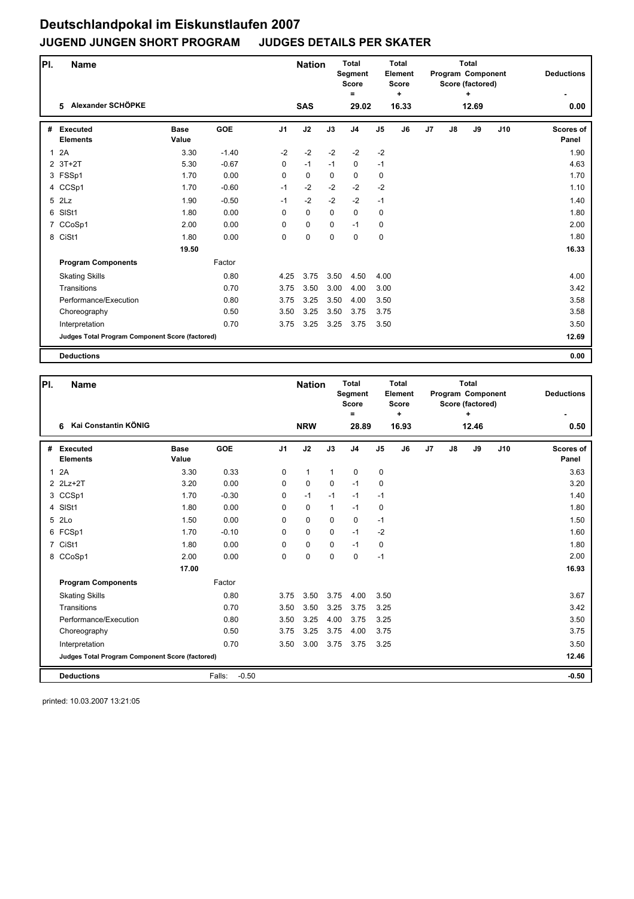# Deutschlandpokal im Eiskunstlaufen 2007

## JUGEND JUNGEN SHORT PROGRAM JUDGES DETAILS PER SKATER

| Pl. | Name | Nation | Total Segment Score = | Total Element Score + | Total Program Component Score (factored) + | Deductions - |
|---|---|---|---|---|---|---|
| 5 | Alexander SCHÖPKE | SAS | 29.02 | 16.33 | 12.69 | 0.00 |

| # | Executed Elements | Base Value | GOE | J1 | J2 | J3 | J4 | J5 | J6 | J7 | J8 | J9 | J10 | Scores of Panel |
|---|---|---|---|---|---|---|---|---|---|---|---|---|---|---|
| 1 | 2A | 3.30 | -1.40 | -2 | -2 | -2 | -2 | -2 | | | | | | 1.90 |
| 2 | 3T+2T | 5.30 | -0.67 | 0 | -1 | -1 | 0 | -1 | | | | | | 4.63 |
| 3 | FSSp1 | 1.70 | 0.00 | 0 | 0 | 0 | 0 | 0 | | | | | | 1.70 |
| 4 | CCSp1 | 1.70 | -0.60 | -1 | -2 | -2 | -2 | -2 | | | | | | 1.10 |
| 5 | 2Lz | 1.90 | -0.50 | -1 | -2 | -2 | -2 | -1 | | | | | | 1.40 |
| 6 | SlSt1 | 1.80 | 0.00 | 0 | 0 | 0 | 0 | 0 | | | | | | 1.80 |
| 7 | CCoSp1 | 2.00 | 0.00 | 0 | 0 | 0 | -1 | 0 | | | | | | 2.00 |
| 8 | CiSt1 | 1.80 | 0.00 | 0 | 0 | 0 | 0 | 0 | | | | | | 1.80 |
| | | 19.50 | | | | | | | | | | | | 16.33 |
| | **Program Components** | | Factor | | | | | | | | | | | |
| | Skating Skills | | 0.80 | 4.25 | 3.75 | 3.50 | 4.50 | 4.00 | | | | | | 4.00 |
| | Transitions | | 0.70 | 3.75 | 3.50 | 3.00 | 4.00 | 3.00 | | | | | | 3.42 |
| | Performance/Execution | | 0.80 | 3.75 | 3.25 | 3.50 | 4.00 | 3.50 | | | | | | 3.58 |
| | Choreography | | 0.50 | 3.50 | 3.25 | 3.50 | 3.75 | 3.75 | | | | | | 3.58 |
| | Interpretation | | 0.70 | 3.75 | 3.25 | 3.25 | 3.75 | 3.50 | | | | | | 3.50 |
| | **Judges Total Program Component Score (factored)** | | | | | | | | | | | | | 12.69 |
| | **Deductions** | | | | | | | | | | | | | 0.00 |

| Pl. | Name | Nation | Total Segment Score = | Total Element Score + | Total Program Component Score (factored) + | Deductions - |
|---|---|---|---|---|---|---|
| 6 | Kai Constantin KÖNIG | NRW | 28.89 | 16.93 | 12.46 | 0.50 |

| # | Executed Elements | Base Value | GOE | J1 | J2 | J3 | J4 | J5 | J6 | J7 | J8 | J9 | J10 | Scores of Panel |
|---|---|---|---|---|---|---|---|---|---|---|---|---|---|---|
| 1 | 2A | 3.30 | 0.33 | 0 | 1 | 1 | 0 | 0 | | | | | | 3.63 |
| 2 | 2Lz+2T | 3.20 | 0.00 | 0 | 0 | 0 | -1 | 0 | | | | | | 3.20 |
| 3 | CCSp1 | 1.70 | -0.30 | 0 | -1 | -1 | -1 | -1 | | | | | | 1.40 |
| 4 | SlSt1 | 1.80 | 0.00 | 0 | 0 | 1 | -1 | 0 | | | | | | 1.80 |
| 5 | 2Lo | 1.50 | 0.00 | 0 | 0 | 0 | 0 | -1 | | | | | | 1.50 |
| 6 | FCSp1 | 1.70 | -0.10 | 0 | 0 | 0 | -1 | -2 | | | | | | 1.60 |
| 7 | CiSt1 | 1.80 | 0.00 | 0 | 0 | 0 | -1 | 0 | | | | | | 1.80 |
| 8 | CCoSp1 | 2.00 | 0.00 | 0 | 0 | 0 | 0 | -1 | | | | | | 2.00 |
| | | 17.00 | | | | | | | | | | | | 16.93 |
| | **Program Components** | | Factor | | | | | | | | | | | |
| | Skating Skills | | 0.80 | 3.75 | 3.50 | 3.75 | 4.00 | 3.50 | | | | | | 3.67 |
| | Transitions | | 0.70 | 3.50 | 3.50 | 3.25 | 3.75 | 3.25 | | | | | | 3.42 |
| | Performance/Execution | | 0.80 | 3.50 | 3.25 | 4.00 | 3.75 | 3.25 | | | | | | 3.50 |
| | Choreography | | 0.50 | 3.75 | 3.25 | 3.75 | 4.00 | 3.75 | | | | | | 3.75 |
| | Interpretation | | 0.70 | 3.50 | 3.00 | 3.75 | 3.75 | 3.25 | | | | | | 3.50 |
| | **Judges Total Program Component Score (factored)** | | | | | | | | | | | | | 12.46 |
| | **Deductions** | | Falls: -0.50 | | | | | | | | | | | -0.50 |

printed: 10.03.2007 13:21:05